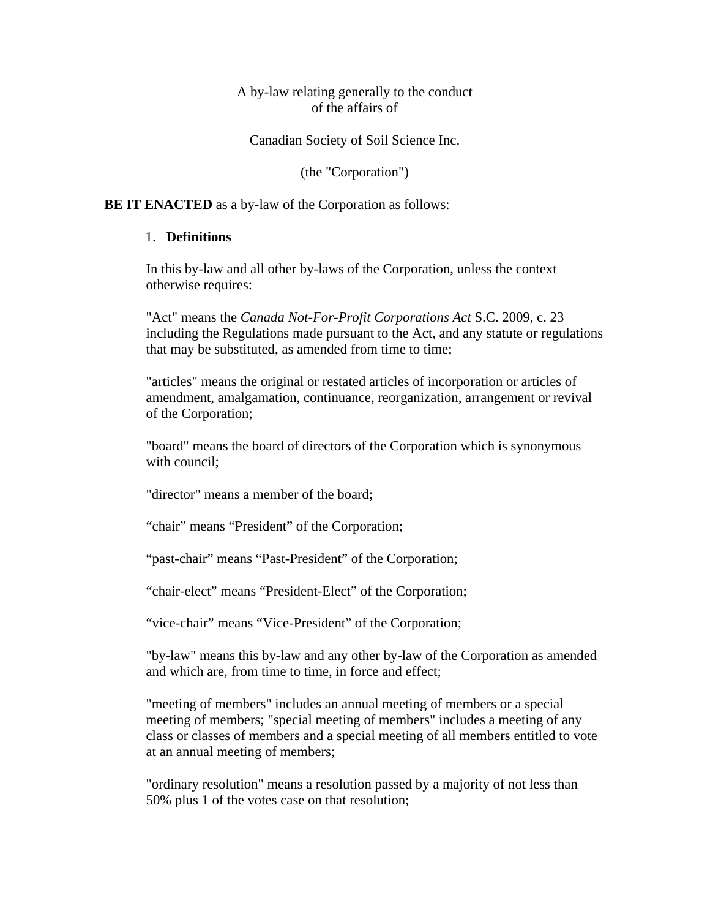A by-law relating generally to the conduct
of the affairs of

Canadian Society of Soil Science Inc.

(the "Corporation")

**BE IT ENACTED** as a by-law of the Corporation as follows:

1. **Definitions**

In this by-law and all other by-laws of the Corporation, unless the context otherwise requires:

"Act" means the *Canada Not-For-Profit Corporations Act* S.C. 2009, c. 23 including the Regulations made pursuant to the Act, and any statute or regulations that may be substituted, as amended from time to time;

"articles" means the original or restated articles of incorporation or articles of amendment, amalgamation, continuance, reorganization, arrangement or revival of the Corporation;

"board" means the board of directors of the Corporation which is synonymous with council;

"director" means a member of the board;

“chair” means “President” of the Corporation;

“past-chair” means “Past-President” of the Corporation;

“chair-elect” means “President-Elect” of the Corporation;

“vice-chair” means “Vice-President” of the Corporation;

"by-law" means this by-law and any other by-law of the Corporation as amended and which are, from time to time, in force and effect;

"meeting of members" includes an annual meeting of members or a special meeting of members; "special meeting of members" includes a meeting of any class or classes of members and a special meeting of all members entitled to vote at an annual meeting of members;

"ordinary resolution" means a resolution passed by a majority of not less than 50% plus 1 of the votes case on that resolution;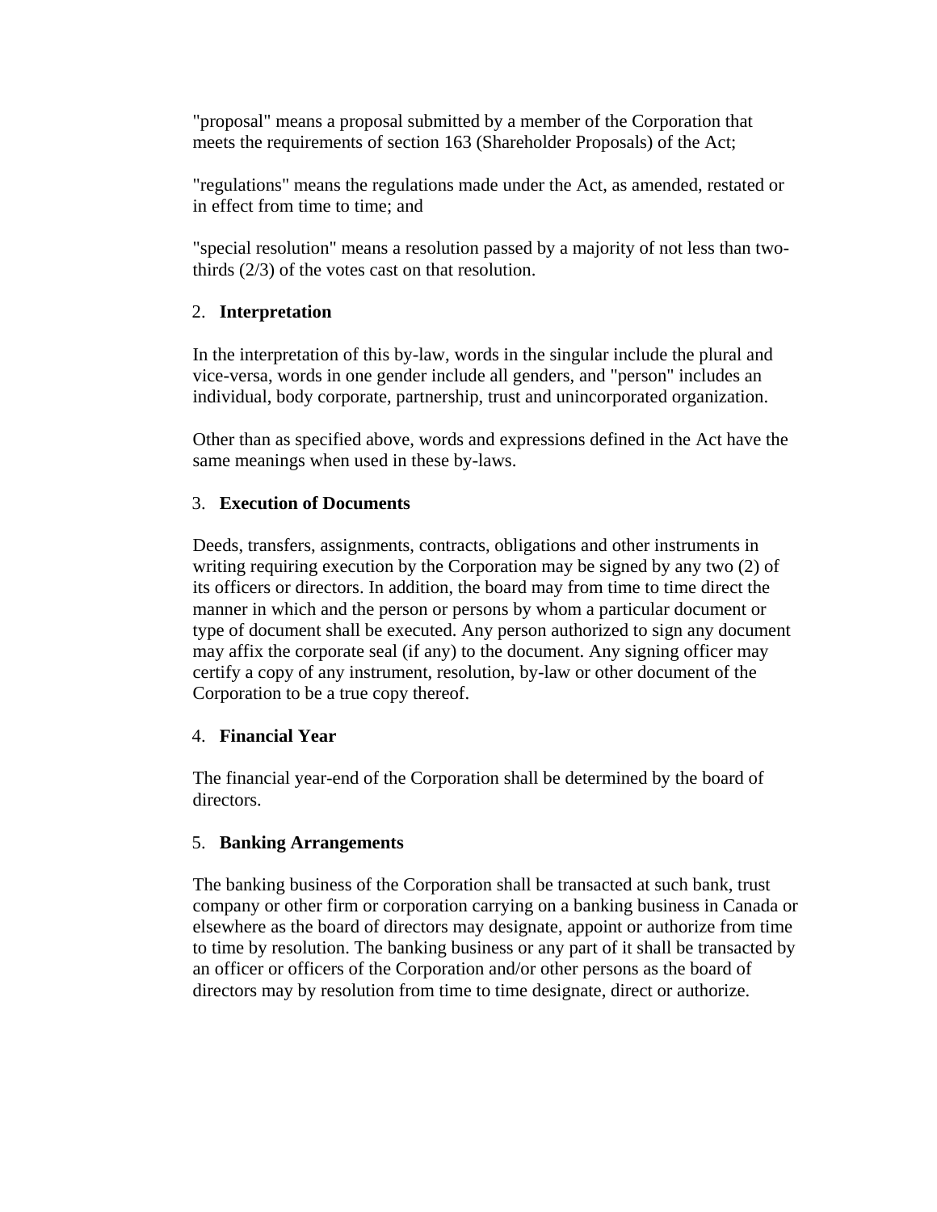"proposal" means a proposal submitted by a member of the Corporation that meets the requirements of section 163 (Shareholder Proposals) of the Act;

"regulations" means the regulations made under the Act, as amended, restated or in effect from time to time; and

"special resolution" means a resolution passed by a majority of not less than two-thirds (2/3) of the votes cast on that resolution.

## 2. **Interpretation**

In the interpretation of this by-law, words in the singular include the plural and vice-versa, words in one gender include all genders, and "person" includes an individual, body corporate, partnership, trust and unincorporated organization.

Other than as specified above, words and expressions defined in the Act have the same meanings when used in these by-laws.

## 3. **Execution of Documents**

Deeds, transfers, assignments, contracts, obligations and other instruments in writing requiring execution by the Corporation may be signed by any two (2) of its officers or directors. In addition, the board may from time to time direct the manner in which and the person or persons by whom a particular document or type of document shall be executed. Any person authorized to sign any document may affix the corporate seal (if any) to the document. Any signing officer may certify a copy of any instrument, resolution, by-law or other document of the Corporation to be a true copy thereof.

## 4. **Financial Year**

The financial year-end of the Corporation shall be determined by the board of directors.

## 5. **Banking Arrangements**

The banking business of the Corporation shall be transacted at such bank, trust company or other firm or corporation carrying on a banking business in Canada or elsewhere as the board of directors may designate, appoint or authorize from time to time by resolution. The banking business or any part of it shall be transacted by an officer or officers of the Corporation and/or other persons as the board of directors may by resolution from time to time designate, direct or authorize.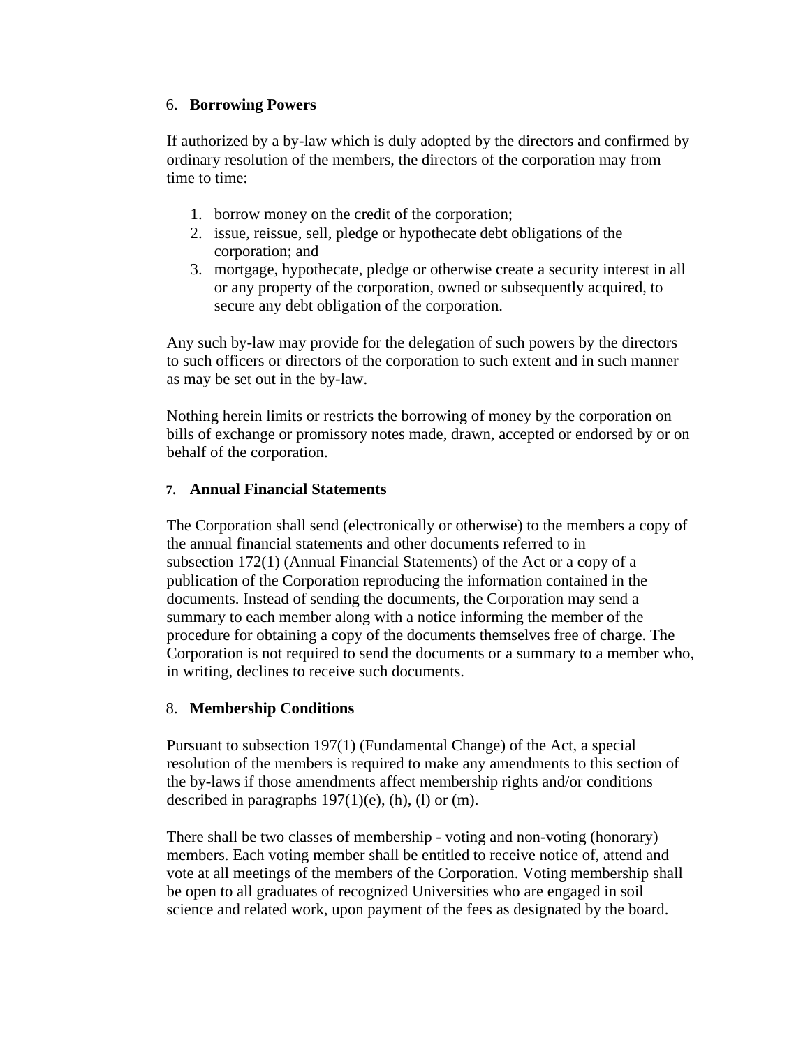## 6. Borrowing Powers

If authorized by a by-law which is duly adopted by the directors and confirmed by ordinary resolution of the members, the directors of the corporation may from time to time:

1. borrow money on the credit of the corporation;
2. issue, reissue, sell, pledge or hypothecate debt obligations of the corporation; and
3. mortgage, hypothecate, pledge or otherwise create a security interest in all or any property of the corporation, owned or subsequently acquired, to secure any debt obligation of the corporation.

Any such by-law may provide for the delegation of such powers by the directors to such officers or directors of the corporation to such extent and in such manner as may be set out in the by-law.

Nothing herein limits or restricts the borrowing of money by the corporation on bills of exchange or promissory notes made, drawn, accepted or endorsed by or on behalf of the corporation.

## 7. Annual Financial Statements

The Corporation shall send (electronically or otherwise) to the members a copy of the annual financial statements and other documents referred to in subsection 172(1) (Annual Financial Statements) of the Act or a copy of a publication of the Corporation reproducing the information contained in the documents. Instead of sending the documents, the Corporation may send a summary to each member along with a notice informing the member of the procedure for obtaining a copy of the documents themselves free of charge. The Corporation is not required to send the documents or a summary to a member who, in writing, declines to receive such documents.

## 8. Membership Conditions

Pursuant to subsection 197(1) (Fundamental Change) of the Act, a special resolution of the members is required to make any amendments to this section of the by-laws if those amendments affect membership rights and/or conditions described in paragraphs 197(1)(e), (h), (l) or (m).

There shall be two classes of membership - voting and non-voting (honorary) members. Each voting member shall be entitled to receive notice of, attend and vote at all meetings of the members of the Corporation. Voting membership shall be open to all graduates of recognized Universities who are engaged in soil science and related work, upon payment of the fees as designated by the board.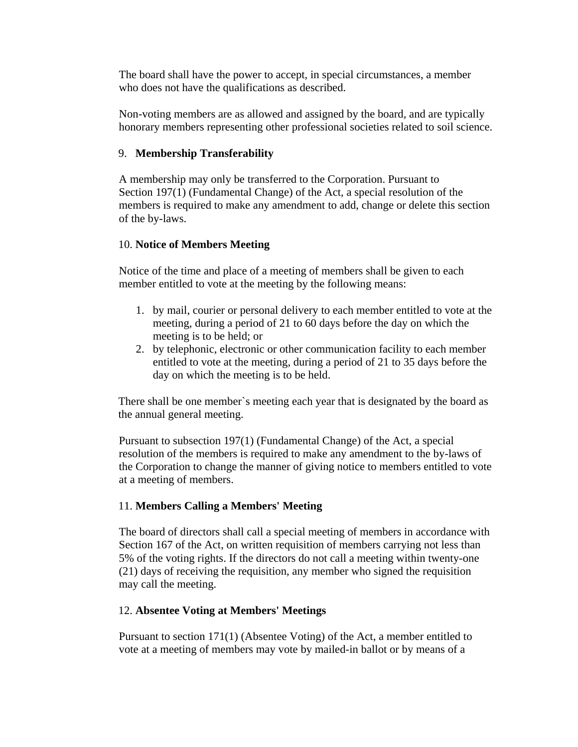The board shall have the power to accept, in special circumstances, a member who does not have the qualifications as described.

Non-voting members are as allowed and assigned by the board, and are typically honorary members representing other professional societies related to soil science.

9. **Membership Transferability**

A membership may only be transferred to the Corporation. Pursuant to Section 197(1) (Fundamental Change) of the Act, a special resolution of the members is required to make any amendment to add, change or delete this section of the by-laws.

10. **Notice of Members Meeting**

Notice of the time and place of a meeting of members shall be given to each member entitled to vote at the meeting by the following means:

1. by mail, courier or personal delivery to each member entitled to vote at the meeting, during a period of 21 to 60 days before the day on which the meeting is to be held; or
2. by telephonic, electronic or other communication facility to each member entitled to vote at the meeting, during a period of 21 to 35 days before the day on which the meeting is to be held.

There shall be one member`s meeting each year that is designated by the board as the annual general meeting.

Pursuant to subsection 197(1) (Fundamental Change) of the Act, a special resolution of the members is required to make any amendment to the by-laws of the Corporation to change the manner of giving notice to members entitled to vote at a meeting of members.

11. **Members Calling a Members' Meeting**

The board of directors shall call a special meeting of members in accordance with Section 167 of the Act, on written requisition of members carrying not less than 5% of the voting rights. If the directors do not call a meeting within twenty-one (21) days of receiving the requisition, any member who signed the requisition may call the meeting.

12. **Absentee Voting at Members' Meetings**

Pursuant to section 171(1) (Absentee Voting) of the Act, a member entitled to vote at a meeting of members may vote by mailed-in ballot or by means of a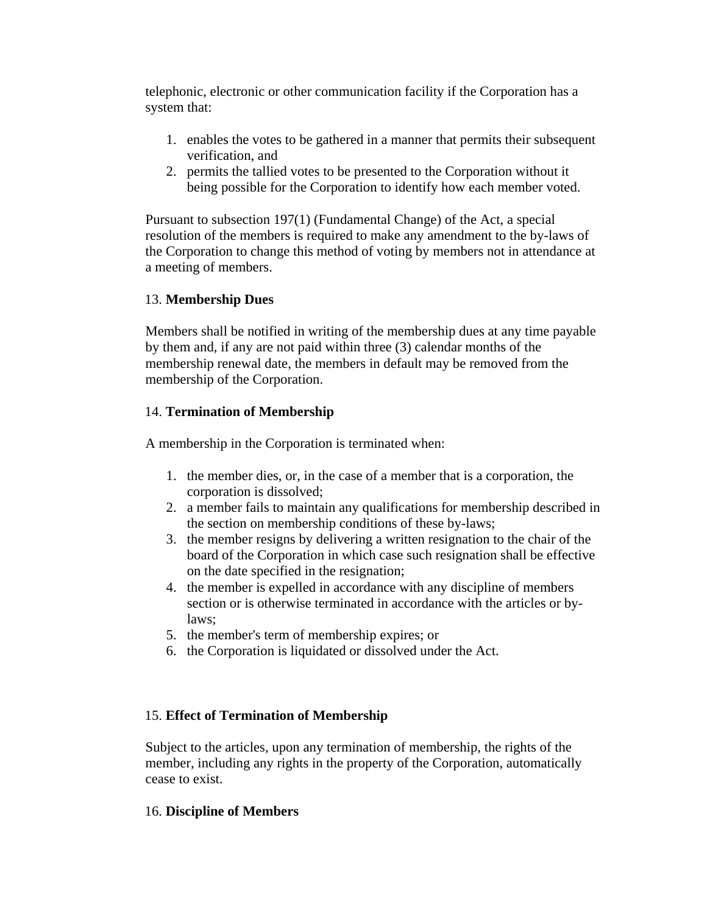telephonic, electronic or other communication facility if the Corporation has a system that:

1. enables the votes to be gathered in a manner that permits their subsequent verification, and
2. permits the tallied votes to be presented to the Corporation without it being possible for the Corporation to identify how each member voted.

Pursuant to subsection 197(1) (Fundamental Change) of the Act, a special resolution of the members is required to make any amendment to the by-laws of the Corporation to change this method of voting by members not in attendance at a meeting of members.

13. **Membership Dues**

Members shall be notified in writing of the membership dues at any time payable by them and, if any are not paid within three (3) calendar months of the membership renewal date, the members in default may be removed from the membership of the Corporation.

14. **Termination of Membership**

A membership in the Corporation is terminated when:

1. the member dies, or, in the case of a member that is a corporation, the corporation is dissolved;
2. a member fails to maintain any qualifications for membership described in the section on membership conditions of these by-laws;
3. the member resigns by delivering a written resignation to the chair of the board of the Corporation in which case such resignation shall be effective on the date specified in the resignation;
4. the member is expelled in accordance with any discipline of members section or is otherwise terminated in accordance with the articles or by-laws;
5. the member's term of membership expires; or
6. the Corporation is liquidated or dissolved under the Act.

15. **Effect of Termination of Membership**

Subject to the articles, upon any termination of membership, the rights of the member, including any rights in the property of the Corporation, automatically cease to exist.

16. **Discipline of Members**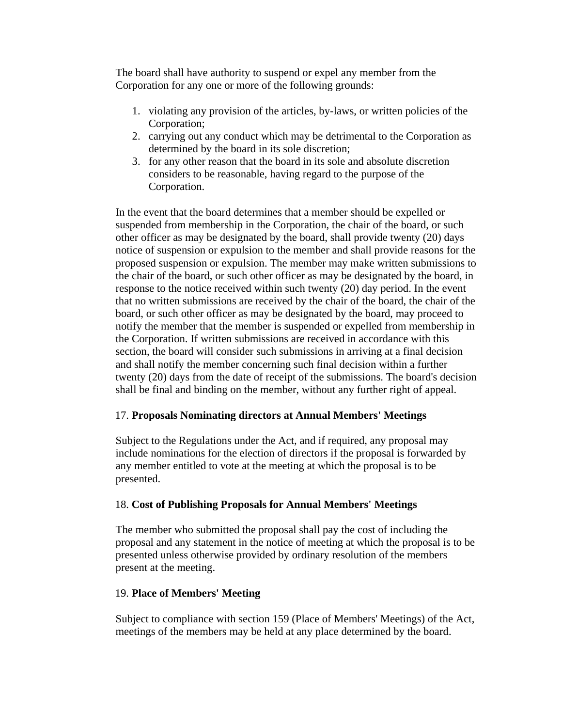The board shall have authority to suspend or expel any member from the Corporation for any one or more of the following grounds:

1. violating any provision of the articles, by-laws, or written policies of the Corporation;
2. carrying out any conduct which may be detrimental to the Corporation as determined by the board in its sole discretion;
3. for any other reason that the board in its sole and absolute discretion considers to be reasonable, having regard to the purpose of the Corporation.

In the event that the board determines that a member should be expelled or suspended from membership in the Corporation, the chair of the board, or such other officer as may be designated by the board, shall provide twenty (20) days notice of suspension or expulsion to the member and shall provide reasons for the proposed suspension or expulsion. The member may make written submissions to the chair of the board, or such other officer as may be designated by the board, in response to the notice received within such twenty (20) day period. In the event that no written submissions are received by the chair of the board, the chair of the board, or such other officer as may be designated by the board, may proceed to notify the member that the member is suspended or expelled from membership in the Corporation. If written submissions are received in accordance with this section, the board will consider such submissions in arriving at a final decision and shall notify the member concerning such final decision within a further twenty (20) days from the date of receipt of the submissions. The board's decision shall be final and binding on the member, without any further right of appeal.

17. **Proposals Nominating directors at Annual Members' Meetings**

Subject to the Regulations under the Act, and if required, any proposal may include nominations for the election of directors if the proposal is forwarded by any member entitled to vote at the meeting at which the proposal is to be presented.

18. **Cost of Publishing Proposals for Annual Members' Meetings**

The member who submitted the proposal shall pay the cost of including the proposal and any statement in the notice of meeting at which the proposal is to be presented unless otherwise provided by ordinary resolution of the members present at the meeting.

19. **Place of Members' Meeting**

Subject to compliance with section 159 (Place of Members' Meetings) of the Act, meetings of the members may be held at any place determined by the board.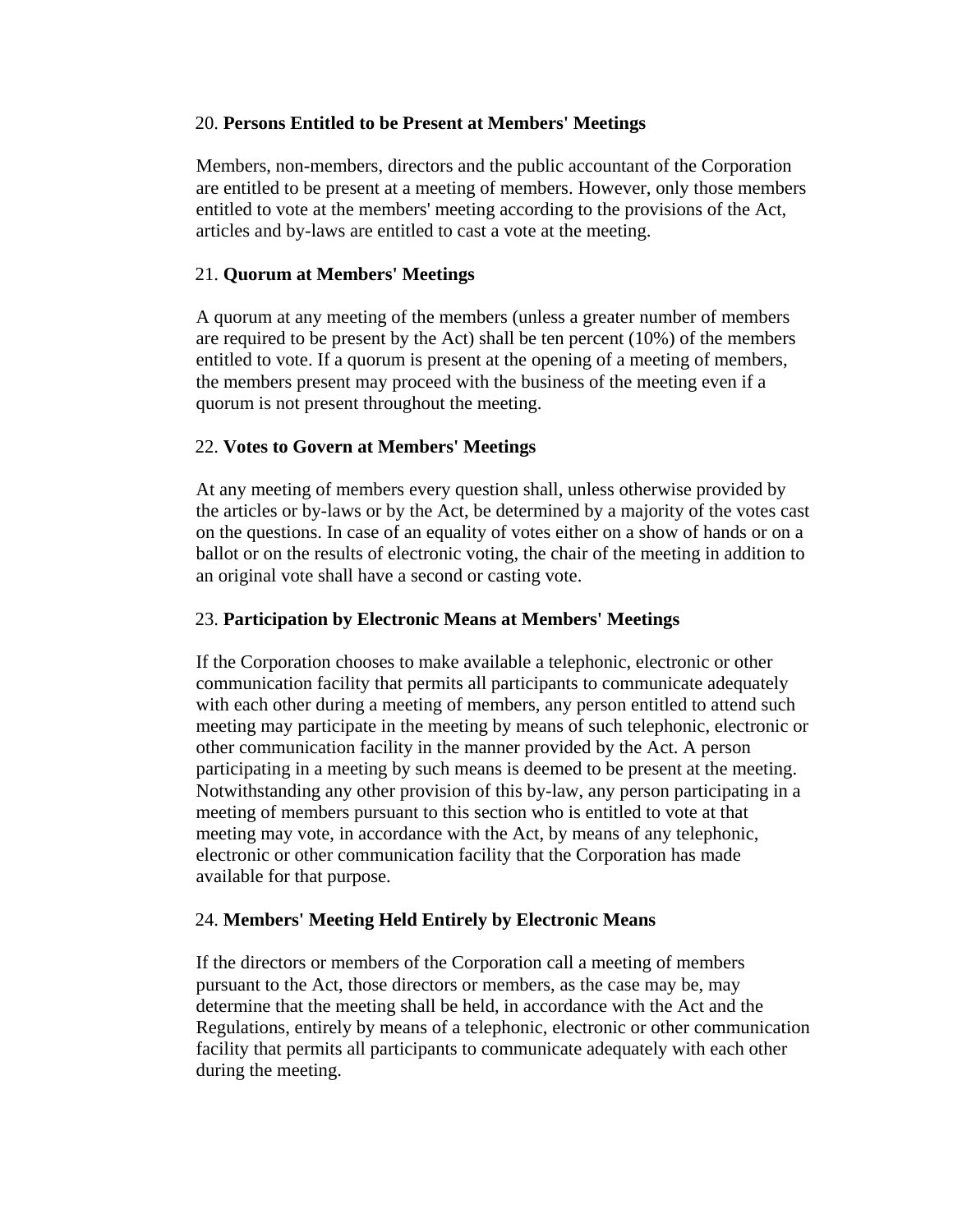20. **Persons Entitled to be Present at Members' Meetings**

Members, non-members, directors and the public accountant of the Corporation are entitled to be present at a meeting of members. However, only those members entitled to vote at the members' meeting according to the provisions of the Act, articles and by-laws are entitled to cast a vote at the meeting.

21. **Quorum at Members' Meetings**

A quorum at any meeting of the members (unless a greater number of members are required to be present by the Act) shall be ten percent (10%) of the members entitled to vote. If a quorum is present at the opening of a meeting of members, the members present may proceed with the business of the meeting even if a quorum is not present throughout the meeting.

22. **Votes to Govern at Members' Meetings**

At any meeting of members every question shall, unless otherwise provided by the articles or by-laws or by the Act, be determined by a majority of the votes cast on the questions. In case of an equality of votes either on a show of hands or on a ballot or on the results of electronic voting, the chair of the meeting in addition to an original vote shall have a second or casting vote.

23. **Participation by Electronic Means at Members' Meetings**

If the Corporation chooses to make available a telephonic, electronic or other communication facility that permits all participants to communicate adequately with each other during a meeting of members, any person entitled to attend such meeting may participate in the meeting by means of such telephonic, electronic or other communication facility in the manner provided by the Act. A person participating in a meeting by such means is deemed to be present at the meeting. Notwithstanding any other provision of this by-law, any person participating in a meeting of members pursuant to this section who is entitled to vote at that meeting may vote, in accordance with the Act, by means of any telephonic, electronic or other communication facility that the Corporation has made available for that purpose.

24. **Members' Meeting Held Entirely by Electronic Means**

If the directors or members of the Corporation call a meeting of members pursuant to the Act, those directors or members, as the case may be, may determine that the meeting shall be held, in accordance with the Act and the Regulations, entirely by means of a telephonic, electronic or other communication facility that permits all participants to communicate adequately with each other during the meeting.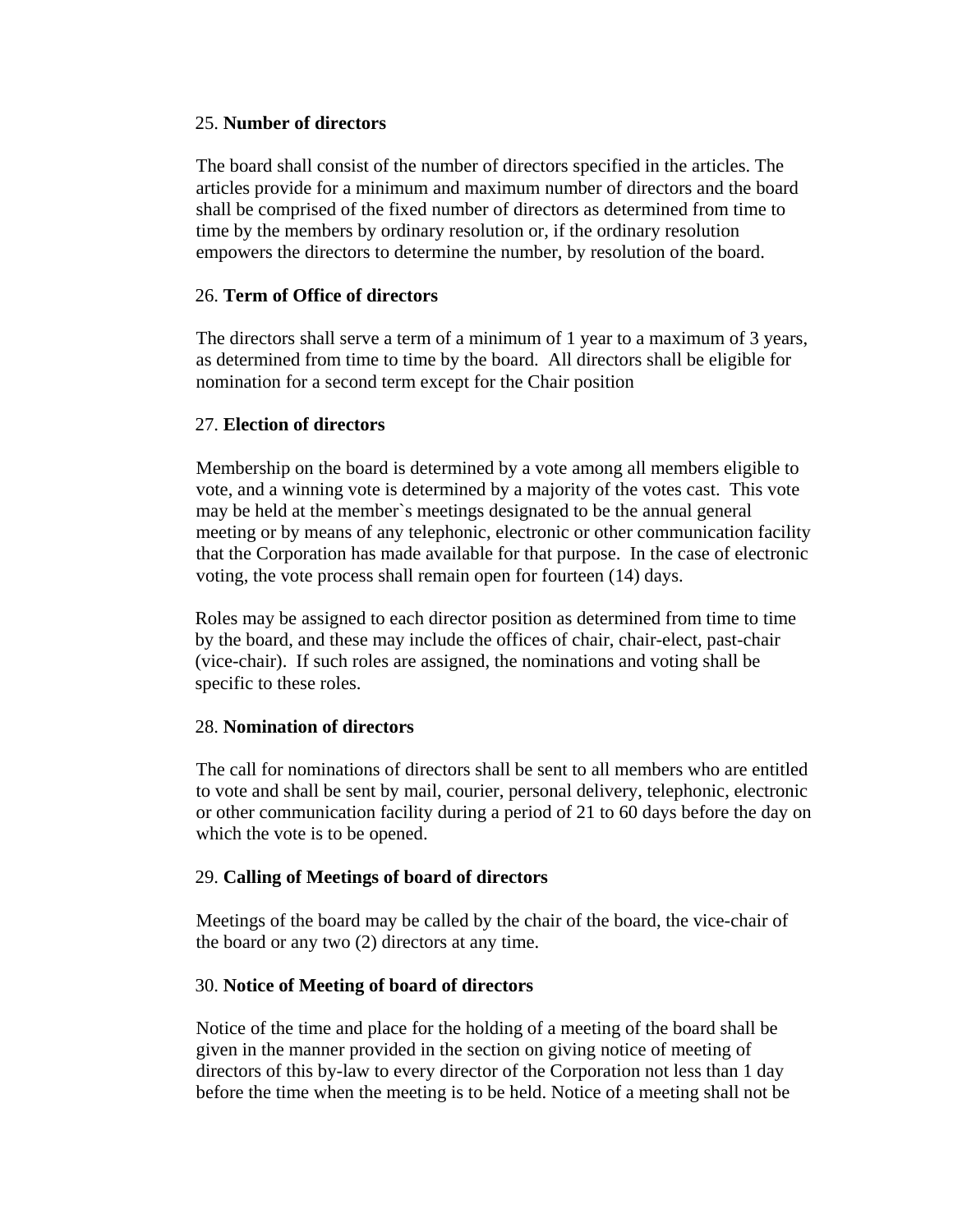25. **Number of directors**

The board shall consist of the number of directors specified in the articles. The articles provide for a minimum and maximum number of directors and the board shall be comprised of the fixed number of directors as determined from time to time by the members by ordinary resolution or, if the ordinary resolution empowers the directors to determine the number, by resolution of the board.

26. **Term of Office of directors**

The directors shall serve a term of a minimum of 1 year to a maximum of 3 years, as determined from time to time by the board. All directors shall be eligible for nomination for a second term except for the Chair position

27. **Election of directors**

Membership on the board is determined by a vote among all members eligible to vote, and a winning vote is determined by a majority of the votes cast. This vote may be held at the member`s meetings designated to be the annual general meeting or by means of any telephonic, electronic or other communication facility that the Corporation has made available for that purpose. In the case of electronic voting, the vote process shall remain open for fourteen (14) days.

Roles may be assigned to each director position as determined from time to time by the board, and these may include the offices of chair, chair-elect, past-chair (vice-chair). If such roles are assigned, the nominations and voting shall be specific to these roles.

28. **Nomination of directors**

The call for nominations of directors shall be sent to all members who are entitled to vote and shall be sent by mail, courier, personal delivery, telephonic, electronic or other communication facility during a period of 21 to 60 days before the day on which the vote is to be opened.

29. **Calling of Meetings of board of directors**

Meetings of the board may be called by the chair of the board, the vice-chair of the board or any two (2) directors at any time.

30. **Notice of Meeting of board of directors**

Notice of the time and place for the holding of a meeting of the board shall be given in the manner provided in the section on giving notice of meeting of directors of this by-law to every director of the Corporation not less than 1 day before the time when the meeting is to be held. Notice of a meeting shall not be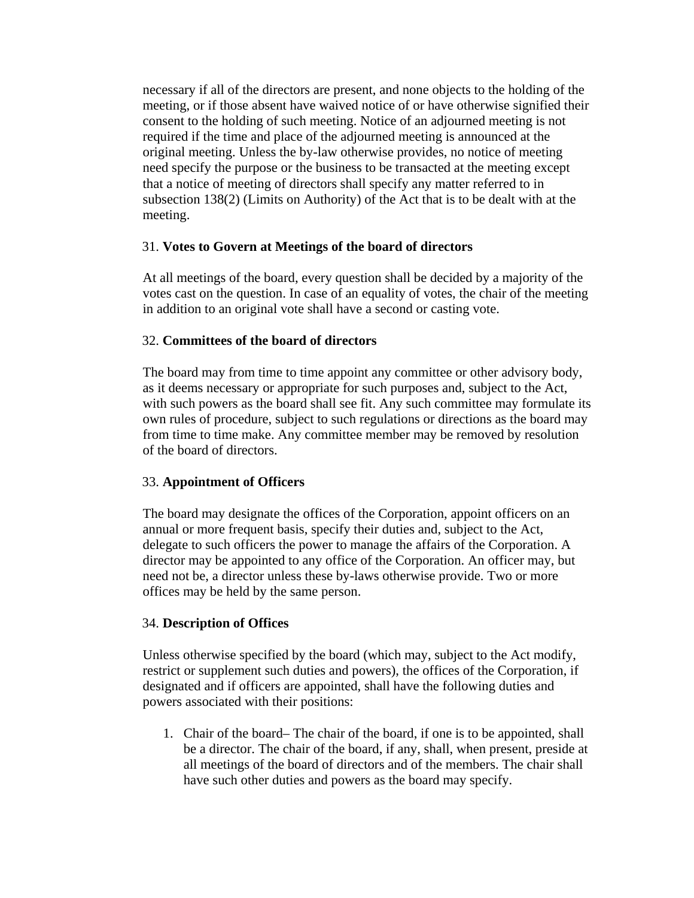necessary if all of the directors are present, and none objects to the holding of the meeting, or if those absent have waived notice of or have otherwise signified their consent to the holding of such meeting. Notice of an adjourned meeting is not required if the time and place of the adjourned meeting is announced at the original meeting. Unless the by-law otherwise provides, no notice of meeting need specify the purpose or the business to be transacted at the meeting except that a notice of meeting of directors shall specify any matter referred to in subsection 138(2) (Limits on Authority) of the Act that is to be dealt with at the meeting.

### 31. **Votes to Govern at Meetings of the board of directors**

At all meetings of the board, every question shall be decided by a majority of the votes cast on the question. In case of an equality of votes, the chair of the meeting in addition to an original vote shall have a second or casting vote.

### 32. **Committees of the board of directors**

The board may from time to time appoint any committee or other advisory body, as it deems necessary or appropriate for such purposes and, subject to the Act, with such powers as the board shall see fit. Any such committee may formulate its own rules of procedure, subject to such regulations or directions as the board may from time to time make. Any committee member may be removed by resolution of the board of directors.

### 33. **Appointment of Officers**

The board may designate the offices of the Corporation, appoint officers on an annual or more frequent basis, specify their duties and, subject to the Act, delegate to such officers the power to manage the affairs of the Corporation. A director may be appointed to any office of the Corporation. An officer may, but need not be, a director unless these by-laws otherwise provide. Two or more offices may be held by the same person.

### 34. **Description of Offices**

Unless otherwise specified by the board (which may, subject to the Act modify, restrict or supplement such duties and powers), the offices of the Corporation, if designated and if officers are appointed, shall have the following duties and powers associated with their positions:

1. Chair of the board– The chair of the board, if one is to be appointed, shall be a director. The chair of the board, if any, shall, when present, preside at all meetings of the board of directors and of the members. The chair shall have such other duties and powers as the board may specify.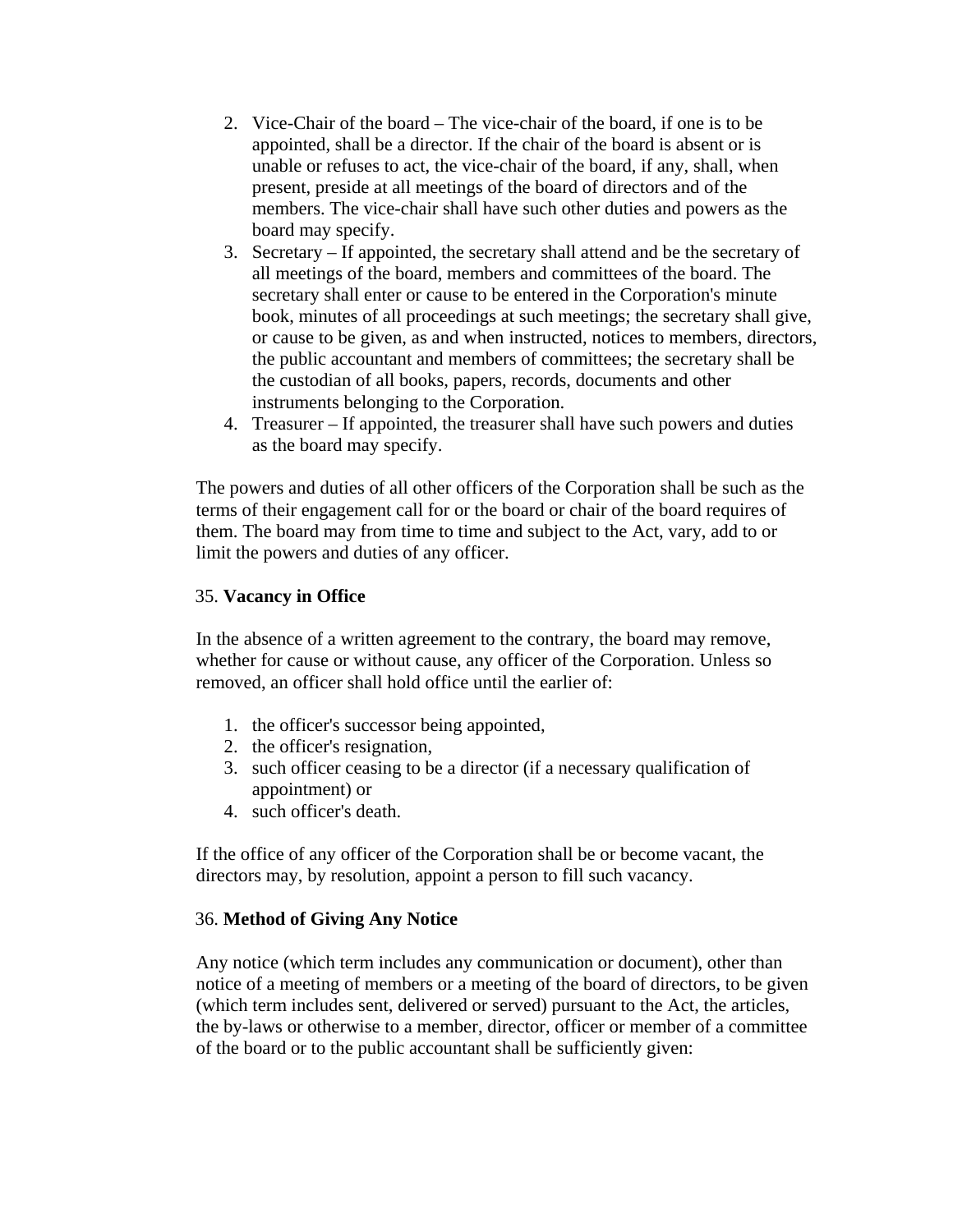2. Vice-Chair of the board – The vice-chair of the board, if one is to be appointed, shall be a director. If the chair of the board is absent or is unable or refuses to act, the vice-chair of the board, if any, shall, when present, preside at all meetings of the board of directors and of the members. The vice-chair shall have such other duties and powers as the board may specify.
3. Secretary – If appointed, the secretary shall attend and be the secretary of all meetings of the board, members and committees of the board. The secretary shall enter or cause to be entered in the Corporation's minute book, minutes of all proceedings at such meetings; the secretary shall give, or cause to be given, as and when instructed, notices to members, directors, the public accountant and members of committees; the secretary shall be the custodian of all books, papers, records, documents and other instruments belonging to the Corporation.
4. Treasurer – If appointed, the treasurer shall have such powers and duties as the board may specify.

The powers and duties of all other officers of the Corporation shall be such as the terms of their engagement call for or the board or chair of the board requires of them. The board may from time to time and subject to the Act, vary, add to or limit the powers and duties of any officer.

35. **Vacancy in Office**

In the absence of a written agreement to the contrary, the board may remove, whether for cause or without cause, any officer of the Corporation. Unless so removed, an officer shall hold office until the earlier of:

1. the officer's successor being appointed,
2. the officer's resignation,
3. such officer ceasing to be a director (if a necessary qualification of appointment) or
4. such officer's death.

If the office of any officer of the Corporation shall be or become vacant, the directors may, by resolution, appoint a person to fill such vacancy.

36. **Method of Giving Any Notice**

Any notice (which term includes any communication or document), other than notice of a meeting of members or a meeting of the board of directors, to be given (which term includes sent, delivered or served) pursuant to the Act, the articles, the by-laws or otherwise to a member, director, officer or member of a committee of the board or to the public accountant shall be sufficiently given: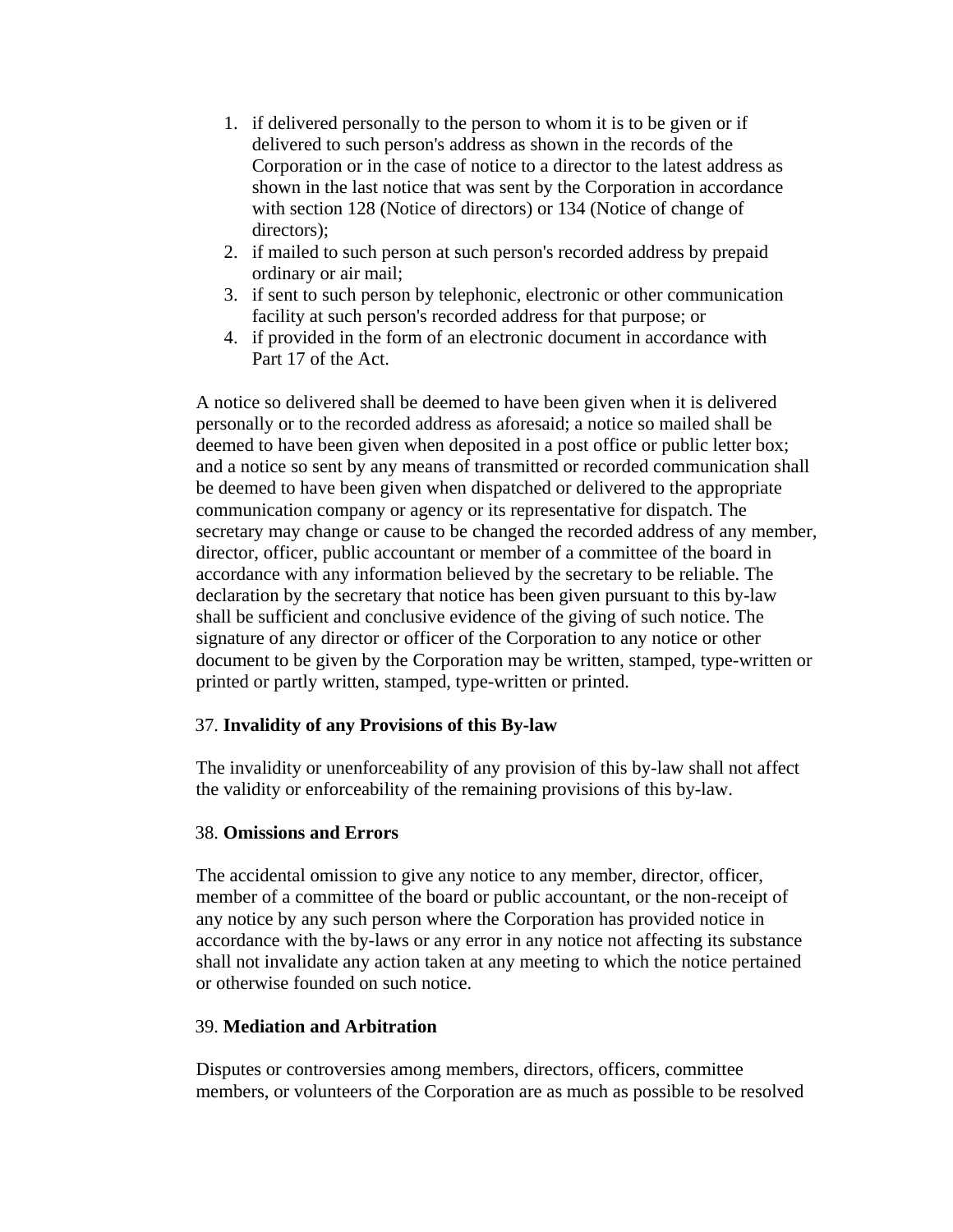1. if delivered personally to the person to whom it is to be given or if delivered to such person's address as shown in the records of the Corporation or in the case of notice to a director to the latest address as shown in the last notice that was sent by the Corporation in accordance with section 128 (Notice of directors) or 134 (Notice of change of directors);
2. if mailed to such person at such person's recorded address by prepaid ordinary or air mail;
3. if sent to such person by telephonic, electronic or other communication facility at such person's recorded address for that purpose; or
4. if provided in the form of an electronic document in accordance with Part 17 of the Act.

A notice so delivered shall be deemed to have been given when it is delivered personally or to the recorded address as aforesaid; a notice so mailed shall be deemed to have been given when deposited in a post office or public letter box; and a notice so sent by any means of transmitted or recorded communication shall be deemed to have been given when dispatched or delivered to the appropriate communication company or agency or its representative for dispatch. The secretary may change or cause to be changed the recorded address of any member, director, officer, public accountant or member of a committee of the board in accordance with any information believed by the secretary to be reliable. The declaration by the secretary that notice has been given pursuant to this by-law shall be sufficient and conclusive evidence of the giving of such notice. The signature of any director or officer of the Corporation to any notice or other document to be given by the Corporation may be written, stamped, type-written or printed or partly written, stamped, type-written or printed.

37. **Invalidity of any Provisions of this By-law**

The invalidity or unenforceability of any provision of this by-law shall not affect the validity or enforceability of the remaining provisions of this by-law.

38. **Omissions and Errors**

The accidental omission to give any notice to any member, director, officer, member of a committee of the board or public accountant, or the non-receipt of any notice by any such person where the Corporation has provided notice in accordance with the by-laws or any error in any notice not affecting its substance shall not invalidate any action taken at any meeting to which the notice pertained or otherwise founded on such notice.

39. **Mediation and Arbitration**

Disputes or controversies among members, directors, officers, committee members, or volunteers of the Corporation are as much as possible to be resolved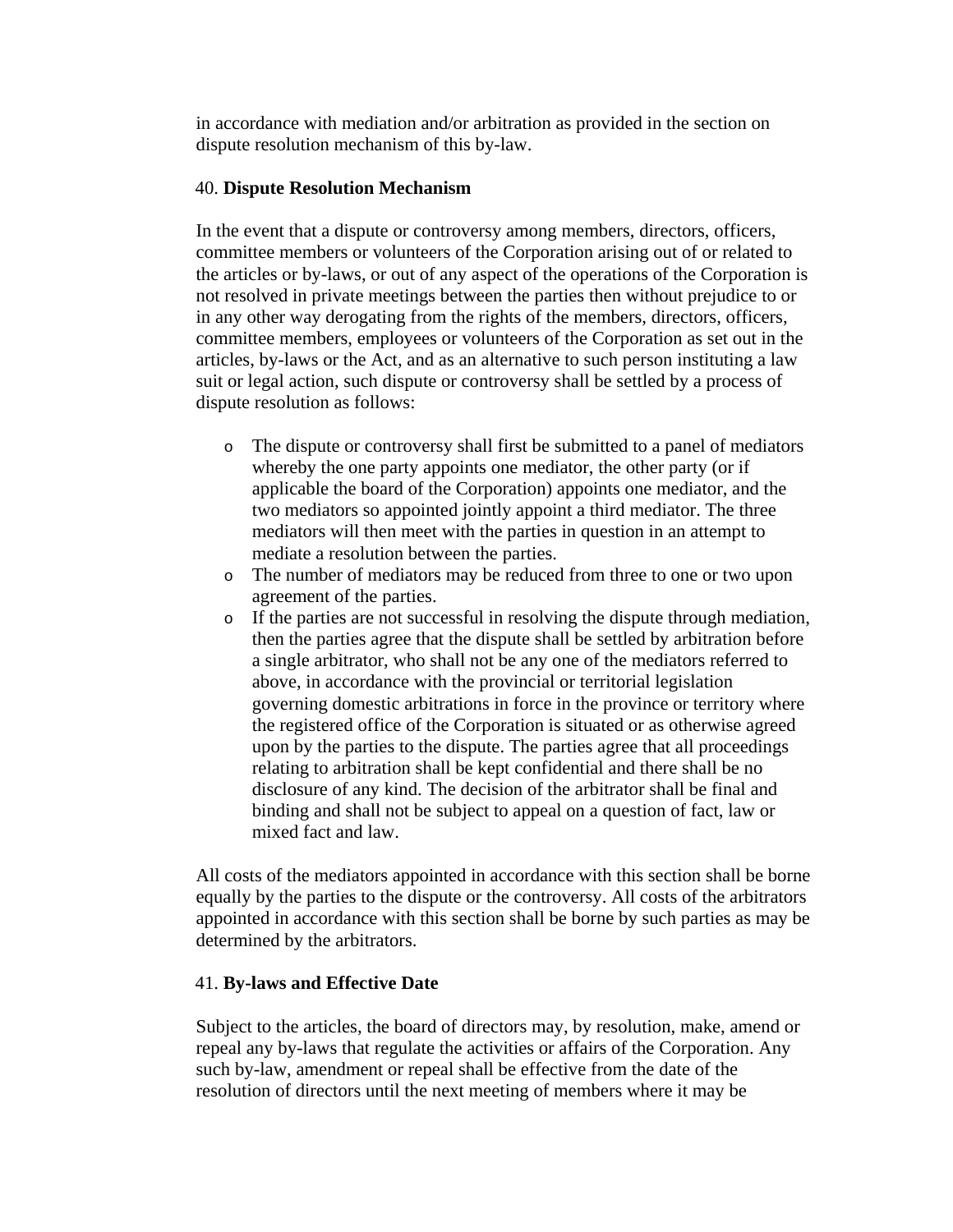in accordance with mediation and/or arbitration as provided in the section on dispute resolution mechanism of this by-law.

40. **Dispute Resolution Mechanism**

In the event that a dispute or controversy among members, directors, officers, committee members or volunteers of the Corporation arising out of or related to the articles or by-laws, or out of any aspect of the operations of the Corporation is not resolved in private meetings between the parties then without prejudice to or in any other way derogating from the rights of the members, directors, officers, committee members, employees or volunteers of the Corporation as set out in the articles, by-laws or the Act, and as an alternative to such person instituting a law suit or legal action, such dispute or controversy shall be settled by a process of dispute resolution as follows:

- The dispute or controversy shall first be submitted to a panel of mediators whereby the one party appoints one mediator, the other party (or if applicable the board of the Corporation) appoints one mediator, and the two mediators so appointed jointly appoint a third mediator. The three mediators will then meet with the parties in question in an attempt to mediate a resolution between the parties.
- The number of mediators may be reduced from three to one or two upon agreement of the parties.
- If the parties are not successful in resolving the dispute through mediation, then the parties agree that the dispute shall be settled by arbitration before a single arbitrator, who shall not be any one of the mediators referred to above, in accordance with the provincial or territorial legislation governing domestic arbitrations in force in the province or territory where the registered office of the Corporation is situated or as otherwise agreed upon by the parties to the dispute. The parties agree that all proceedings relating to arbitration shall be kept confidential and there shall be no disclosure of any kind. The decision of the arbitrator shall be final and binding and shall not be subject to appeal on a question of fact, law or mixed fact and law.

All costs of the mediators appointed in accordance with this section shall be borne equally by the parties to the dispute or the controversy. All costs of the arbitrators appointed in accordance with this section shall be borne by such parties as may be determined by the arbitrators.

41. **By-laws and Effective Date**

Subject to the articles, the board of directors may, by resolution, make, amend or repeal any by-laws that regulate the activities or affairs of the Corporation. Any such by-law, amendment or repeal shall be effective from the date of the resolution of directors until the next meeting of members where it may be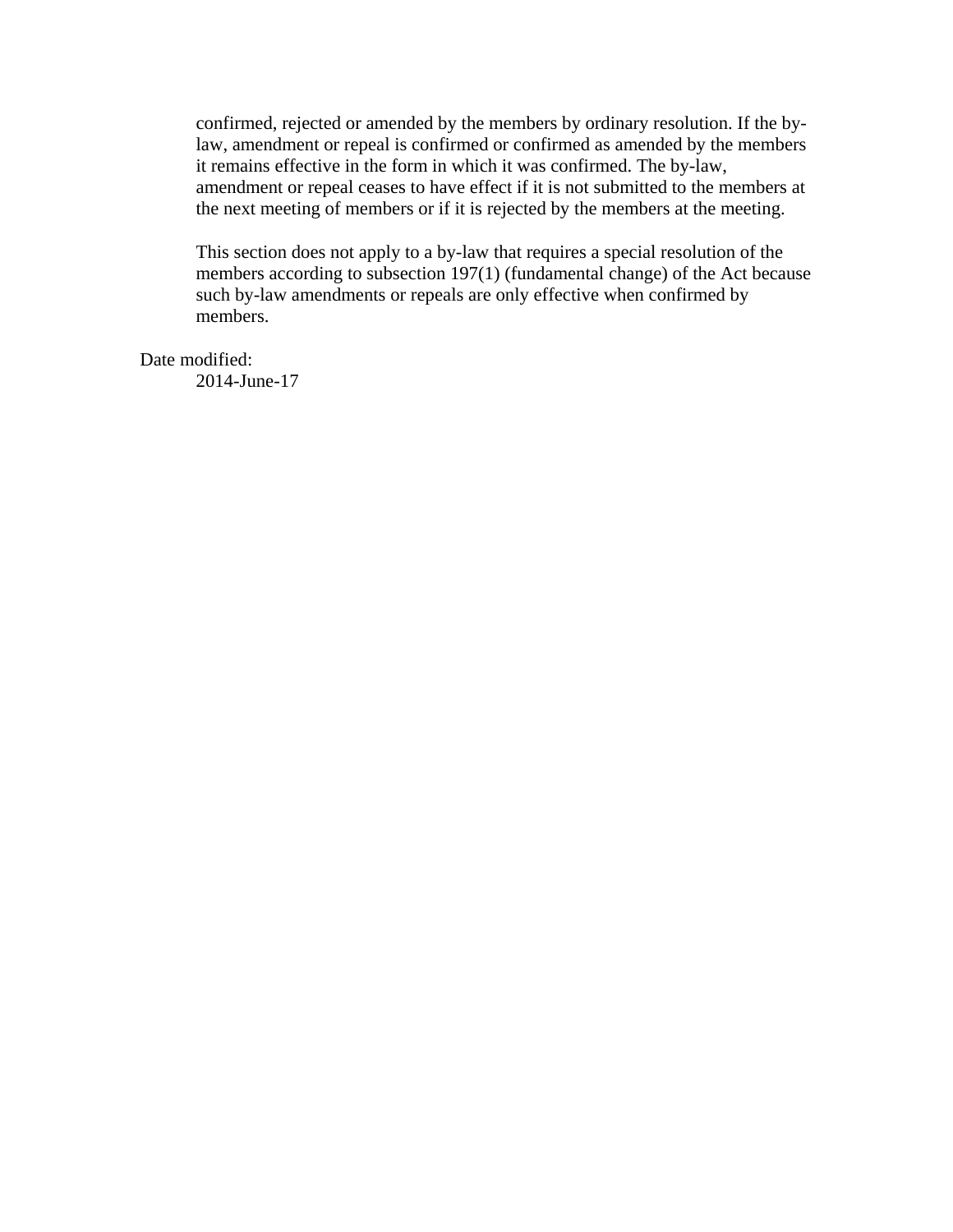confirmed, rejected or amended by the members by ordinary resolution. If the by-law, amendment or repeal is confirmed or confirmed as amended by the members it remains effective in the form in which it was confirmed. The by-law, amendment or repeal ceases to have effect if it is not submitted to the members at the next meeting of members or if it is rejected by the members at the meeting.

This section does not apply to a by-law that requires a special resolution of the members according to subsection 197(1) (fundamental change) of the Act because such by-law amendments or repeals are only effective when confirmed by members.

Date modified:
2014-June-17